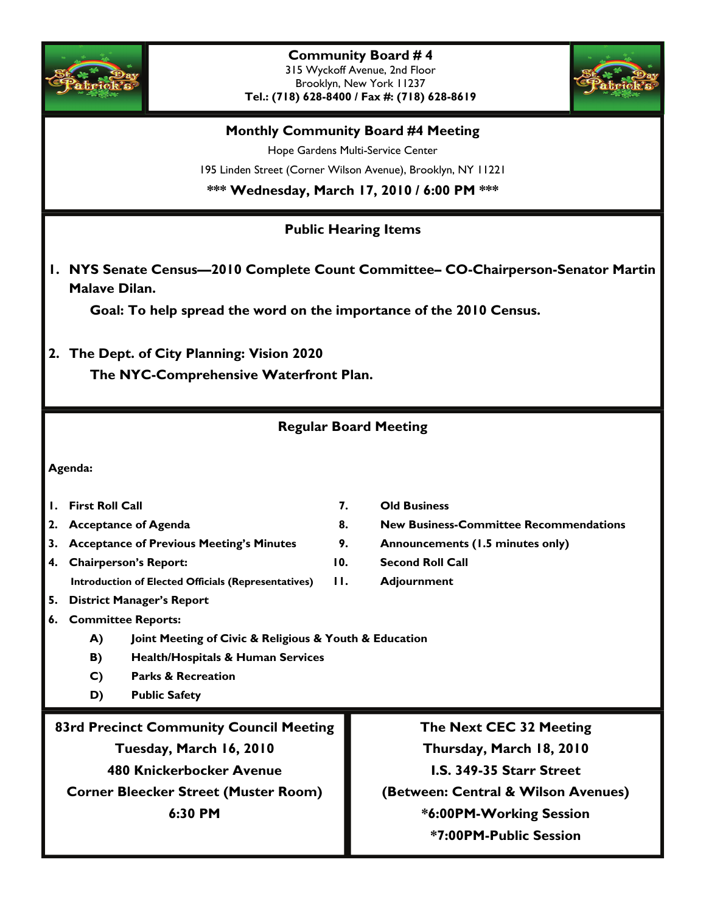# Community Board # 4

315 Wyckoff Avenue, 2nd Floor
Brooklyn, New York 11237
**Tel.: (718) 628-8400 / Fax #: (718) 628-8619**

## Monthly Community Board #4 Meeting

Hope Gardens Multi-Service Center

195 Linden Street (Corner Wilson Avenue), Brooklyn, NY 11221

**\*\*\* Wednesday, March 17, 2010 / 6:00 PM \*\*\***

## Public Hearing Items

1. **NYS Senate Census—2010 Complete Count Committee– CO-Chairperson-Senator Martin Malave Dilan.**

   **Goal: To help spread the word on the importance of the 2010 Census.**

2. **The Dept. of City Planning: Vision 2020**

   **The NYC-Comprehensive Waterfront Plan.**

## Regular Board Meeting

**Agenda:**

1. **First Roll Call**
2. **Acceptance of Agenda**
3. **Acceptance of Previous Meeting's Minutes**
4. **Chairperson's Report:**
   **Introduction of Elected Officials (Representatives)**
5. **District Manager's Report**
6. **Committee Reports:**
   - **A) Joint Meeting of Civic & Religious & Youth & Education**
   - **B) Health/Hospitals & Human Services**
   - **C) Parks & Recreation**
   - **D) Public Safety**
7. **Old Business**
8. **New Business-Committee Recommendations**
9. **Announcements (1.5 minutes only)**
10. **Second Roll Call**
11. **Adjournment**

**83rd Precinct Community Council Meeting**
**Tuesday, March 16, 2010**
**480 Knickerbocker Avenue**
**Corner Bleecker Street (Muster Room)**
**6:30 PM**

**The Next CEC 32 Meeting**
**Thursday, March 18, 2010**
**I.S. 349-35 Starr Street**
**(Between: Central & Wilson Avenues)**
**\*6:00PM-Working Session**
**\*7:00PM-Public Session**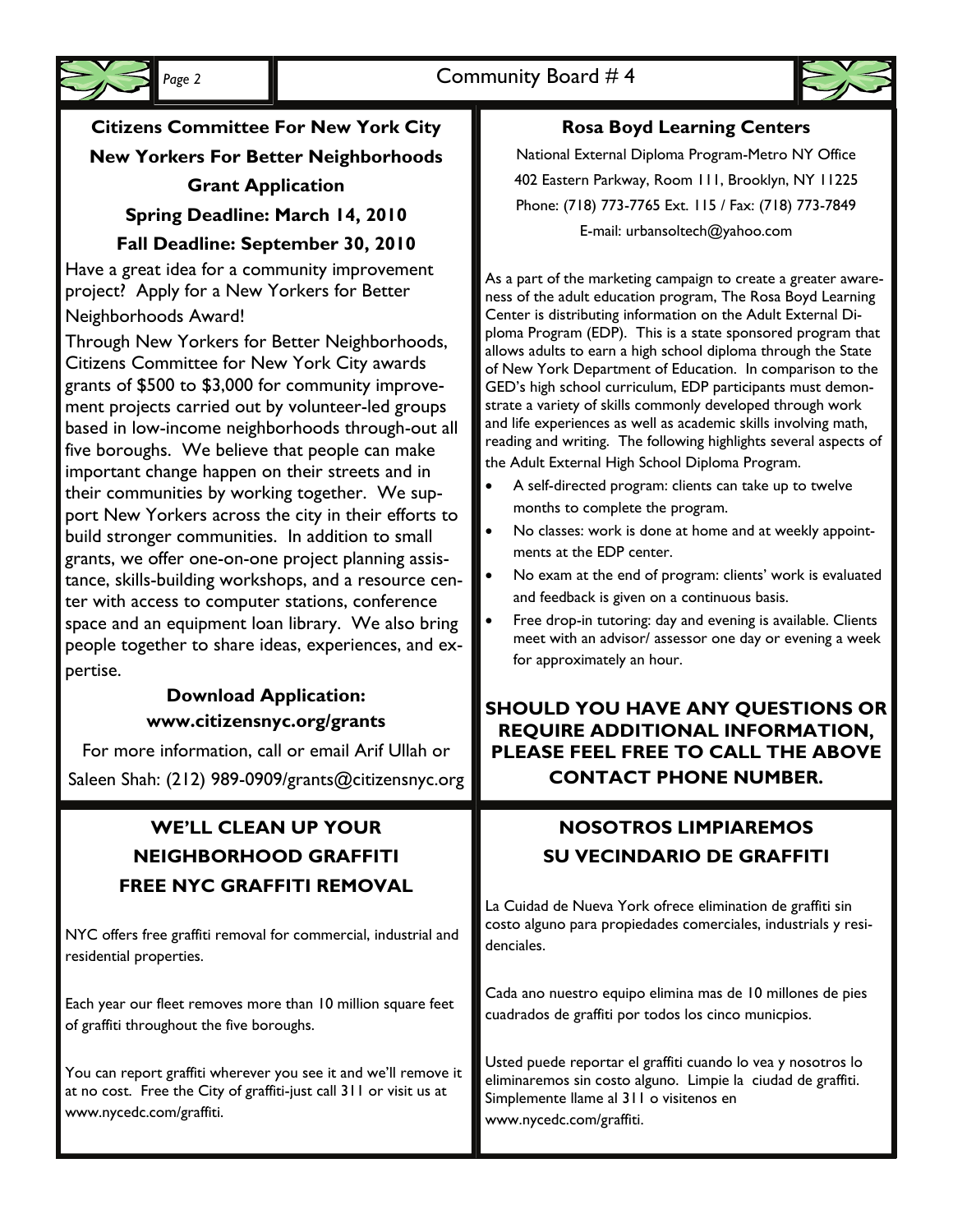## Citizens Committee For New York City

## New Yorkers For Better Neighborhoods

## Grant Application

### Spring Deadline: March 14, 2010

### Fall Deadline: September 30, 2010

Have a great idea for a community improvement project? Apply for a New Yorkers for Better Neighborhoods Award!

Through New Yorkers for Better Neighborhoods, Citizens Committee for New York City awards grants of $500 to $3,000 for community improvement projects carried out by volunteer-led groups based in low-income neighborhoods through-out all five boroughs. We believe that people can make important change happen on their streets and in their communities by working together. We support New Yorkers across the city in their efforts to build stronger communities. In addition to small grants, we offer one-on-one project planning assistance, skills-building workshops, and a resource center with access to computer stations, conference space and an equipment loan library. We also bring people together to share ideas, experiences, and expertise.

**Download Application:**
**www.citizensnyc.org/grants**

For more information, call or email Arif Ullah or Saleen Shah: (212) 989-0909/grants@citizensnyc.org

## Rosa Boyd Learning Centers

National External Diploma Program-Metro NY Office
402 Eastern Parkway, Room 111, Brooklyn, NY 11225
Phone: (718) 773-7765 Ext. 115 / Fax: (718) 773-7849
E-mail: urbansoltech@yahoo.com

As a part of the marketing campaign to create a greater awareness of the adult education program, The Rosa Boyd Learning Center is distributing information on the Adult External Diploma Program (EDP). This is a state sponsored program that allows adults to earn a high school diploma through the State of New York Department of Education. In comparison to the GED's high school curriculum, EDP participants must demonstrate a variety of skills commonly developed through work and life experiences as well as academic skills involving math, reading and writing. The following highlights several aspects of the Adult External High School Diploma Program.

- A self-directed program: clients can take up to twelve months to complete the program.
- No classes: work is done at home and at weekly appointments at the EDP center.
- No exam at the end of program: clients' work is evaluated and feedback is given on a continuous basis.
- Free drop-in tutoring: day and evening is available. Clients meet with an advisor/ assessor one day or evening a week for approximately an hour.

**SHOULD YOU HAVE ANY QUESTIONS OR REQUIRE ADDITIONAL INFORMATION, PLEASE FEEL FREE TO CALL THE ABOVE CONTACT PHONE NUMBER.**

## WE'LL CLEAN UP YOUR NEIGHBORHOOD GRAFFITI

## FREE NYC GRAFFITI REMOVAL

NYC offers free graffiti removal for commercial, industrial and residential properties.

Each year our fleet removes more than 10 million square feet of graffiti throughout the five boroughs.

You can report graffiti wherever you see it and we'll remove it at no cost. Free the City of graffiti-just call 311 or visit us at www.nycedc.com/graffiti.

## NOSOTROS LIMPIAREMOS SU VECINDARIO DE GRAFFITI

La Cuidad de Nueva York ofrece elimination de graffiti sin costo alguno para propiedades comerciales, industrials y residenciales.

Cada ano nuestro equipo elimina mas de 10 millones de pies cuadrados de graffiti por todos los cinco municpios.

Usted puede reportar el graffiti cuando lo vea y nosotros lo eliminaremos sin costo alguno. Limpie la ciudad de graffiti. Simplemente llame al 311 o visitenos en www.nycedc.com/graffiti.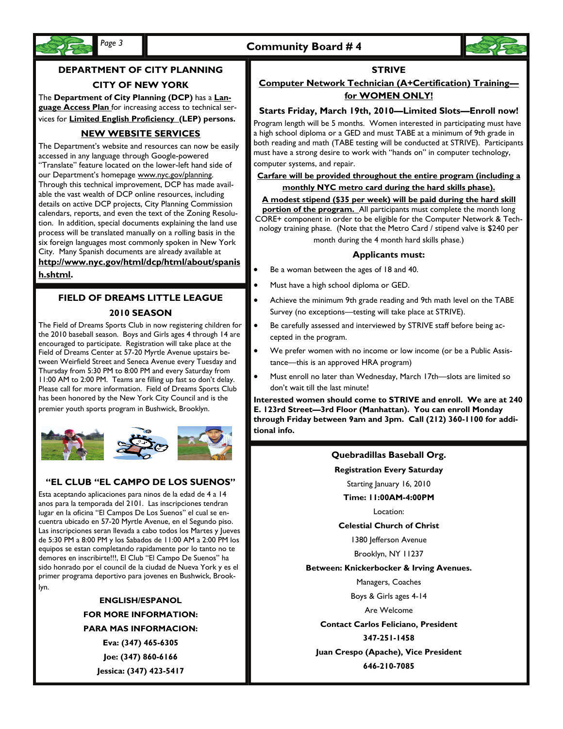## DEPARTMENT OF CITY PLANNING

## CITY OF NEW YORK

The **Department of City Planning (DCP)** has a **Language Access Plan** for increasing access to technical services for **Limited English Proficiency (LEP) persons.**

### NEW WEBSITE SERVICES

The Department's website and resources can now be easily accessed in any language through Google-powered "Translate" feature located on the lower-left hand side of our Department's homepage www.nyc.gov/planning. Through this technical improvement, DCP has made available the vast wealth of DCP online resources, including details on active DCP projects, City Planning Commission calendars, reports, and even the text of the Zoning Resolution. In addition, special documents explaining the land use process will be translated manually on a rolling basis in the six foreign languages most commonly spoken in New York City. Many Spanish documents are already available at **http://www.nyc.gov/html/dcp/html/about/spanish.shtml**.

## FIELD OF DREAMS LITTLE LEAGUE

## 2010 SEASON

The Field of Dreams Sports Club in now registering children for the 2010 baseball season. Boys and Girls ages 4 through 14 are encouraged to participate. Registration will take place at the Field of Dreams Center at 57-20 Myrtle Avenue upstairs between Weirfield Street and Seneca Avenue every Tuesday and Thursday from 5:30 PM to 8:00 PM and every Saturday from 11:00 AM to 2:00 PM. Teams are filling up fast so don't delay. Please call for more information. Field of Dreams Sports Club has been honored by the New York City Council and is the premier youth sports program in Bushwick, Brooklyn.

## "EL CLUB "EL CAMPO DE LOS SUENOS"

Esta aceptando aplicaciones para ninos de la edad de 4 a 14 anos para la temporada del 2101. Las inscripciones tendran lugar en la oficina "El Campos De Los Suenos" el cual se encuentra ubicado en 57-20 Myrtle Avenue, en el Segundo piso. Las inscripciones seran llevada a cabo todos los Martes y Jueves de 5:30 PM a 8:00 PM y los Sabados de 11:00 AM a 2:00 PM los equipos se estan completando rapidamente por lo tanto no te demores en inscribirte!!!, El Club "El Campo De Suenos" ha sido honrado por el council de la ciudad de Nueva York y es el primer programa deportivo para jovenes en Bushwick, Brooklyn.

**ENGLISH/ESPANOL**

**FOR MORE INFORMATION:**

**PARA MAS INFORMACION:**

**Eva: (347) 465-6305**

**Joe: (347) 860-6166**

**Jessica: (347) 423-5417**

## STRIVE

### Computer Network Technician (A+Certification) Training—for WOMEN ONLY!

**Starts Friday, March 19th, 2010—Limited Slots—Enroll now!**

Program length will be 5 months. Women interested in participating must have a high school diploma or a GED and must TABE at a minimum of 9th grade in both reading and math (TABE testing will be conducted at STRIVE). Participants must have a strong desire to work with "hands on" in computer technology, computer systems, and repair.

**Carfare will be provided throughout the entire program (including a monthly NYC metro card during the hard skills phase).**

**A modest stipend ($35 per week) will be paid during the hard skill portion of the program.** All participants must complete the month long CORE+ component in order to be eligible for the Computer Network & Technology training phase. (Note that the Metro Card / stipend valve is $240 per month during the 4 month hard skills phase.)

**Applicants must:**

- Be a woman between the ages of 18 and 40.
- Must have a high school diploma or GED.
- Achieve the minimum 9th grade reading and 9th math level on the TABE Survey (no exceptions—testing will take place at STRIVE).
- Be carefully assessed and interviewed by STRIVE staff before being accepted in the program.
- We prefer women with no income or low income (or be a Public Assistance—this is an approved HRA program)
- Must enroll no later than Wednesday, March 17th—slots are limited so don't wait till the last minute!

**Interested women should come to STRIVE and enroll. We are at 240 E. 123rd Street—3rd Floor (Manhattan). You can enroll Monday through Friday between 9am and 3pm. Call (212) 360-1100 for additional info.**

**Quebradillas Baseball Org.**

**Registration Every Saturday**

Starting January 16, 2010

**Time: 11:00AM-4:00PM**

Location:

**Celestial Church of Christ**

1380 Jefferson Avenue

Brooklyn, NY 11237

**Between: Knickerbocker & Irving Avenues.**

Managers, Coaches

Boys & Girls ages 4-14

Are Welcome

**Contact Carlos Feliciano, President**

**347-251-1458**

**Juan Crespo (Apache), Vice President**

**646-210-7085**